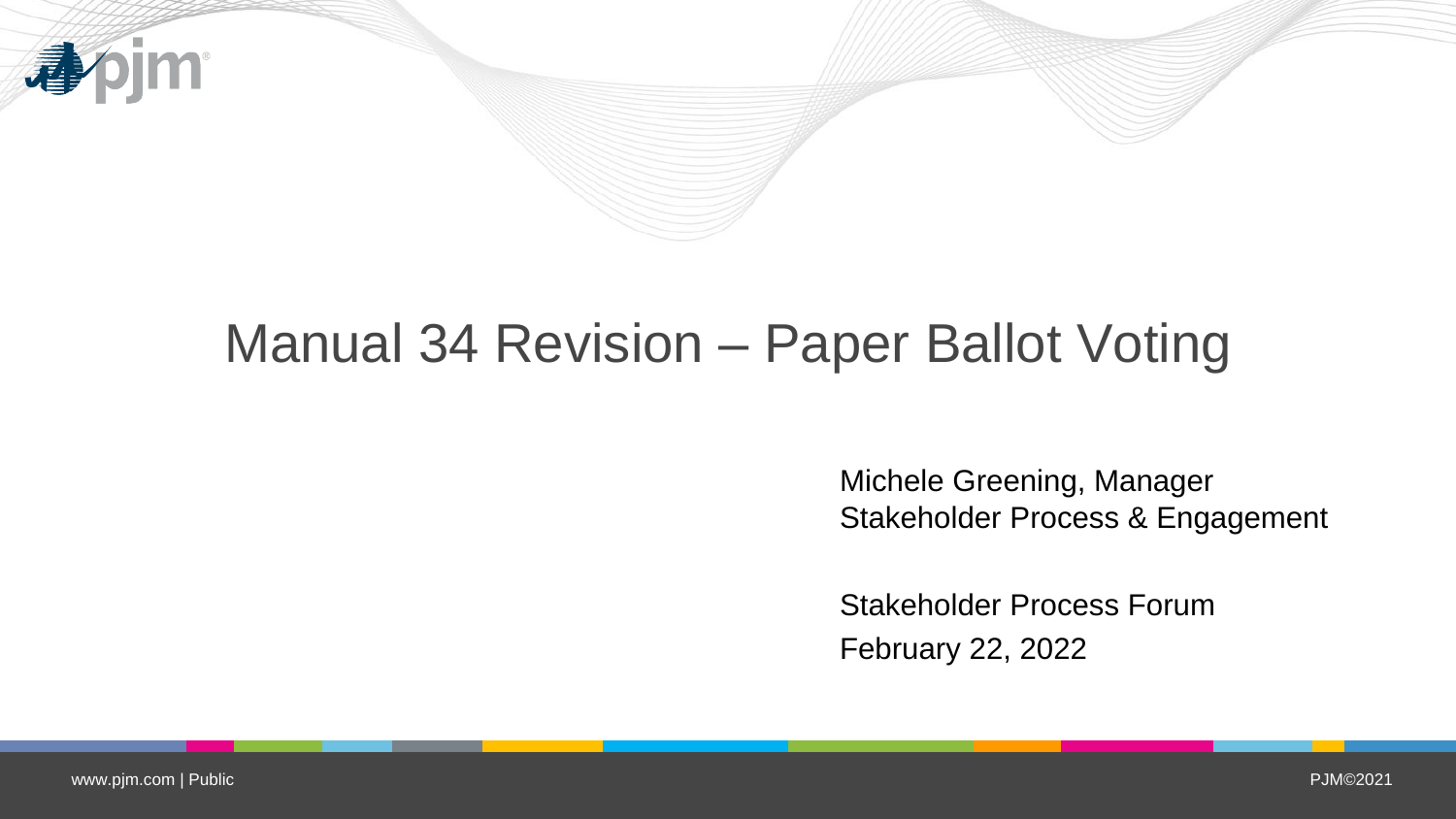# Manual 34 Revision – Paper Ballot Voting

Michele Greening, Manager
Stakeholder Process & Engagement

Stakeholder Process Forum
February 22, 2022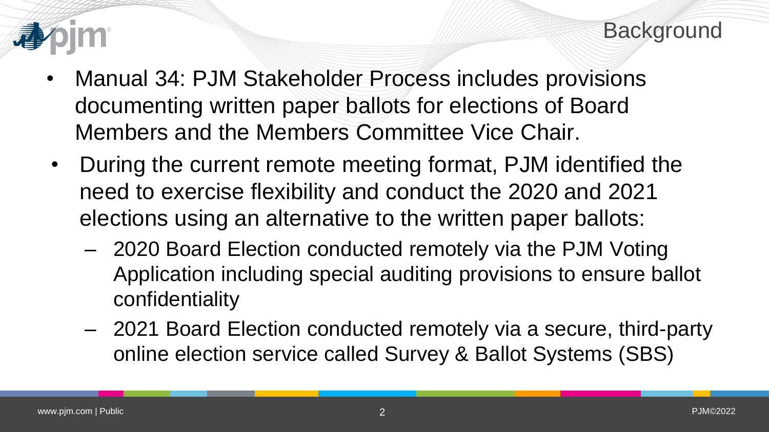# Background

- Manual 34: PJM Stakeholder Process includes provisions documenting written paper ballots for elections of Board Members and the Members Committee Vice Chair.
- During the current remote meeting format, PJM identified the need to exercise flexibility and conduct the 2020 and 2021 elections using an alternative to the written paper ballots:
  - 2020 Board Election conducted remotely via the PJM Voting Application including special auditing provisions to ensure ballot confidentiality
  - 2021 Board Election conducted remotely via a secure, third-party online election service called Survey & Ballot Systems (SBS)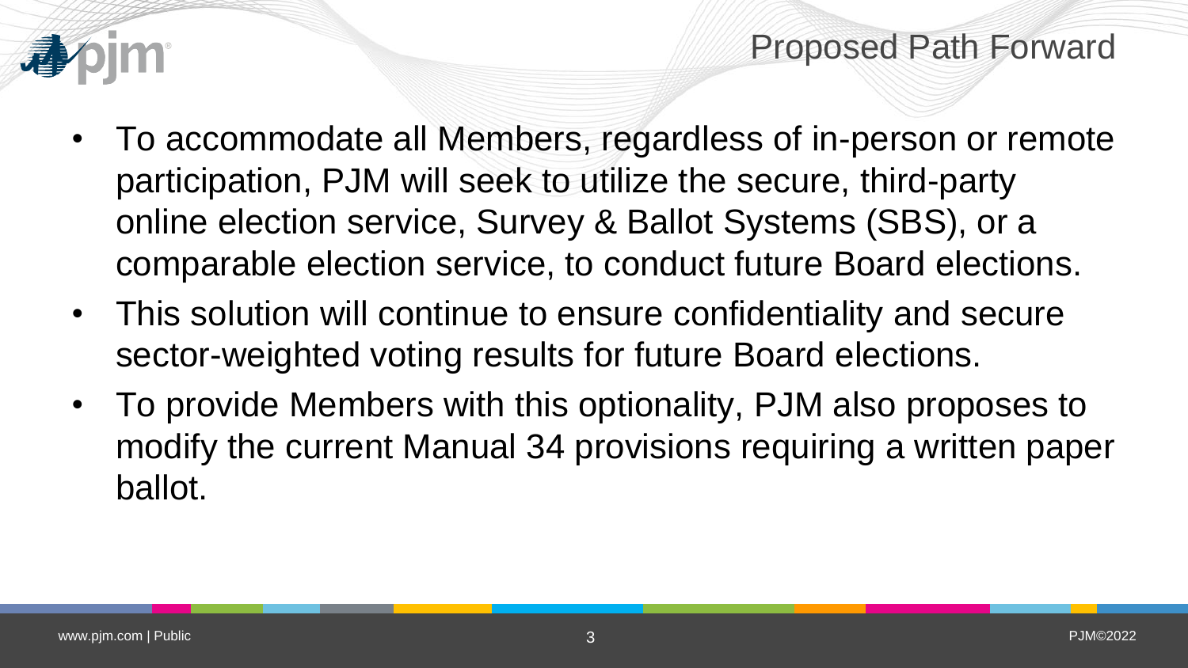# Proposed Path Forward

- To accommodate all Members, regardless of in-person or remote participation, PJM will seek to utilize the secure, third-party online election service, Survey & Ballot Systems (SBS), or a comparable election service, to conduct future Board elections.
- This solution will continue to ensure confidentiality and secure sector-weighted voting results for future Board elections.
- To provide Members with this optionality, PJM also proposes to modify the current Manual 34 provisions requiring a written paper ballot.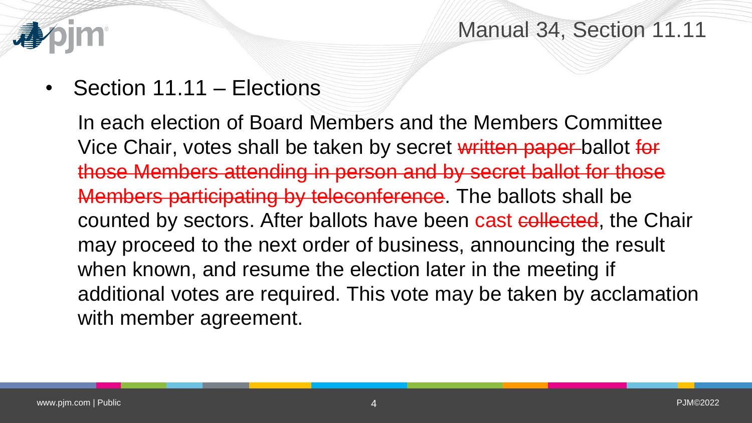# Manual 34, Section 11.11

- Section 11.11 – Elections

In each election of Board Members and the Members Committee Vice Chair, votes shall be taken by secret ~~written paper~~ ballot ~~for those Members attending in person and by secret ballot for those Members participating by teleconference~~. The ballots shall be counted by sectors. After ballots have been cast ~~collected~~, the Chair may proceed to the next order of business, announcing the result when known, and resume the election later in the meeting if additional votes are required. This vote may be taken by acclamation with member agreement.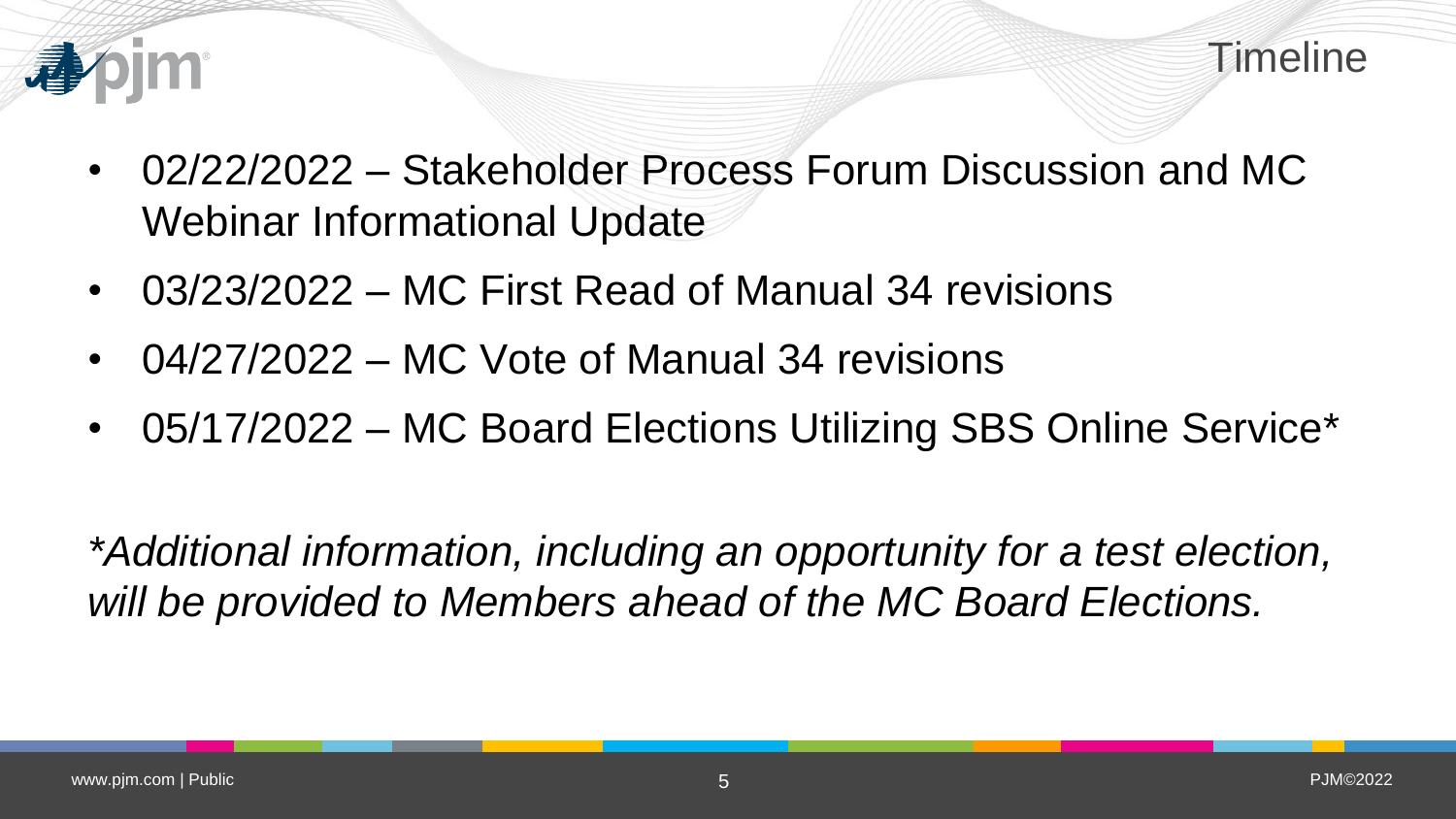# Timeline

- 02/22/2022 – Stakeholder Process Forum Discussion and MC Webinar Informational Update
- 03/23/2022 – MC First Read of Manual 34 revisions
- 04/27/2022 – MC Vote of Manual 34 revisions
- 05/17/2022 – MC Board Elections Utilizing SBS Online Service*

**Additional information, including an opportunity for a test election, will be provided to Members ahead of the MC Board Elections.*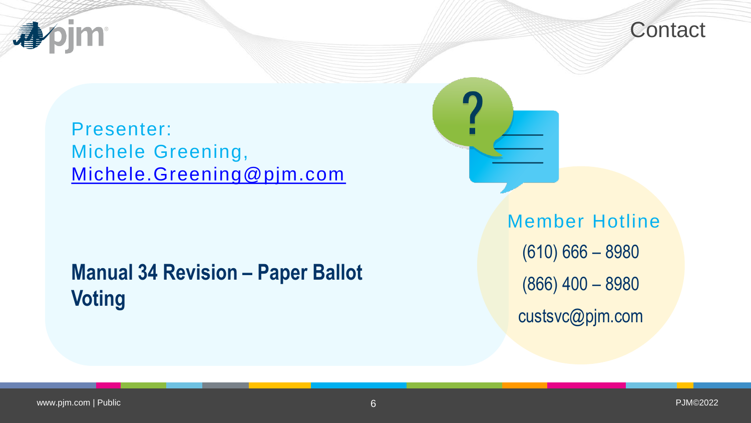# Contact

Presenter:
Michele Greening,
Michele.Greening@pjm.com

**Manual 34 Revision – Paper Ballot Voting**

Member Hotline

(610) 666 – 8980

(866) 400 – 8980

custsvc@pjm.com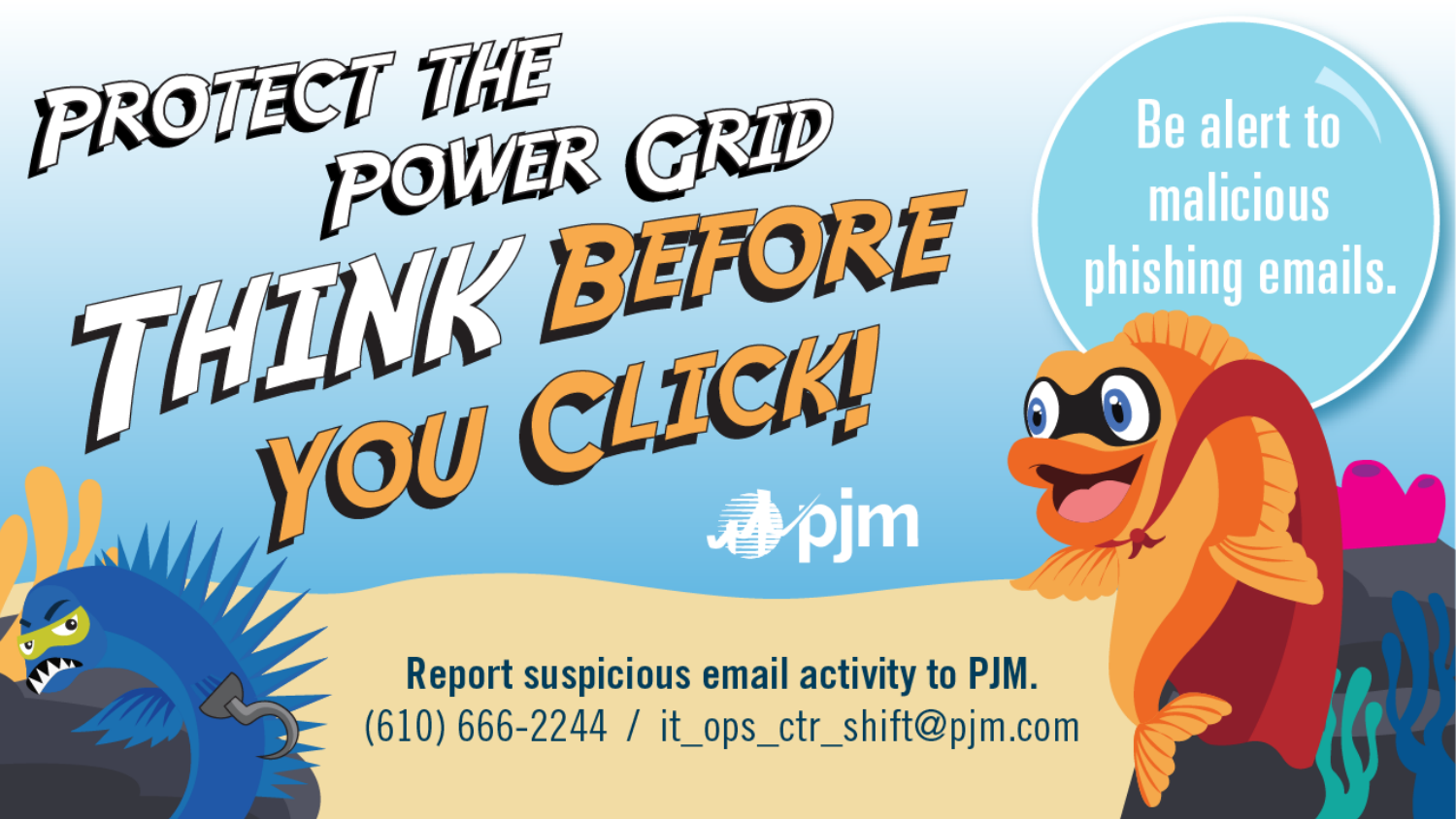# PROTECT THE POWER GRID

# THINK BEFORE YOU CLICK!

Be alert to malicious phishing emails.

pjm

**Report suspicious email activity to PJM.**

(610) 666-2244 / it_ops_ctr_shift@pjm.com